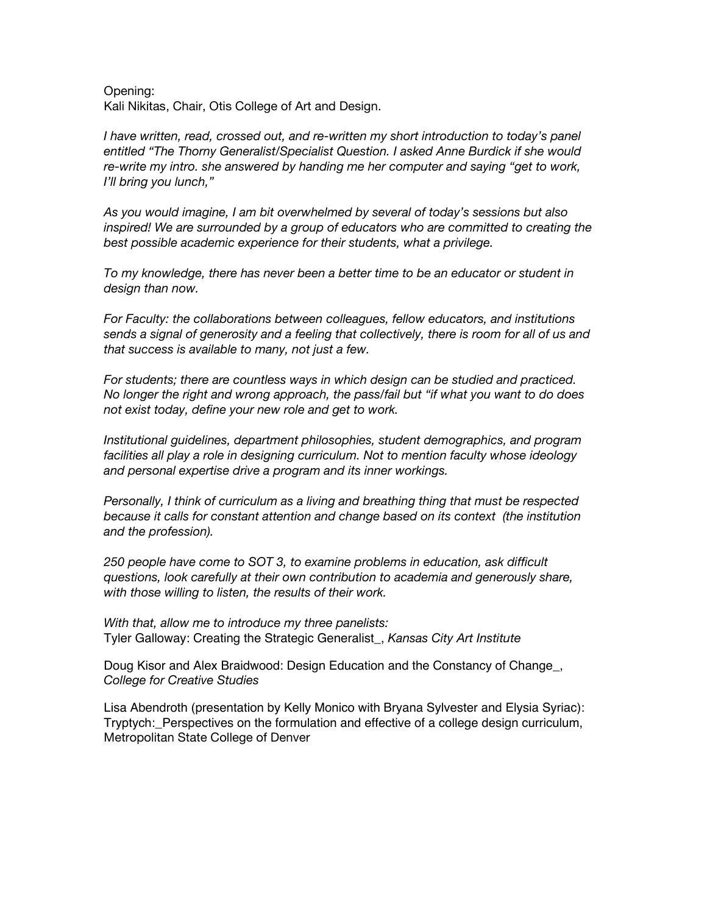Opening:
Kali Nikitas, Chair, Otis College of Art and Design.

*I have written, read, crossed out, and re-written my short introduction to today's panel entitled "The Thorny Generalist/Specialist Question. I asked Anne Burdick if she would re-write my intro. she answered by handing me her computer and saying "get to work, I'll bring you lunch,"*

*As you would imagine, I am bit overwhelmed by several of today's sessions but also inspired! We are surrounded by a group of educators who are committed to creating the best possible academic experience for their students, what a privilege.*

*To my knowledge, there has never been a better time to be an educator or student in design than now.*

*For Faculty: the collaborations between colleagues, fellow educators, and institutions sends a signal of generosity and a feeling that collectively, there is room for all of us and that success is available to many, not just a few.*

*For students; there are countless ways in which design can be studied and practiced. No longer the right and wrong approach, the pass/fail but "if what you want to do does not exist today, define your new role and get to work.*

*Institutional guidelines, department philosophies, student demographics, and program facilities all play a role in designing curriculum. Not to mention faculty whose ideology and personal expertise drive a program and its inner workings.*

*Personally, I think of curriculum as a living and breathing thing that must be respected because it calls for constant attention and change based on its context (the institution and the profession).*

*250 people have come to SOT 3, to examine problems in education, ask difficult questions, look carefully at their own contribution to academia and generously share, with those willing to listen, the results of their work.*

*With that, allow me to introduce my three panelists:*
Tyler Galloway: Creating the Strategic Generalist_, *Kansas City Art Institute*

Doug Kisor and Alex Braidwood: Design Education and the Constancy of Change_, *College for Creative Studies*

Lisa Abendroth (presentation by Kelly Monico with Bryana Sylvester and Elysia Syriac): Tryptych:_Perspectives on the formulation and effective of a college design curriculum, Metropolitan State College of Denver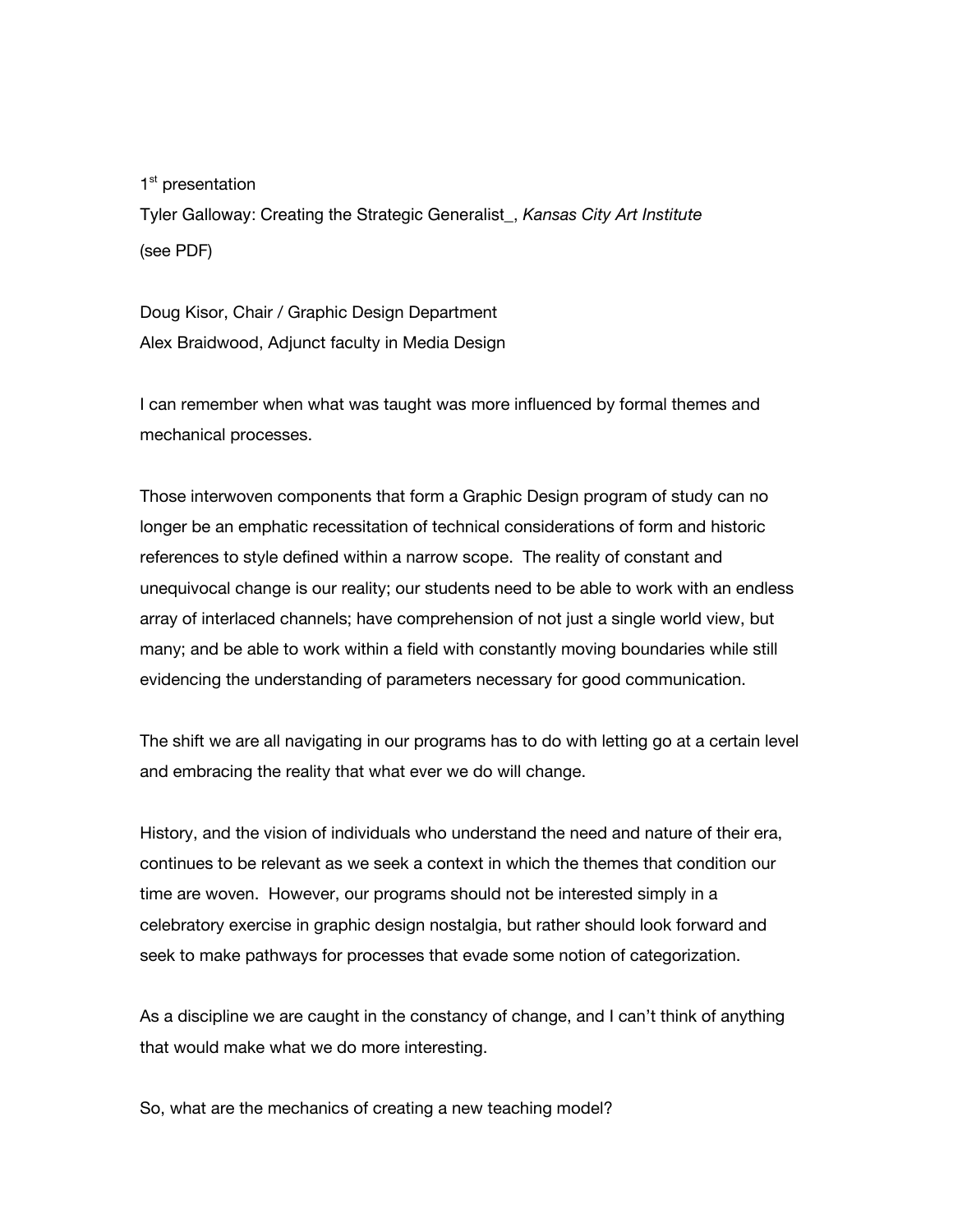1st presentation

Tyler Galloway: Creating the Strategic Generalist_, *Kansas City Art Institute*

(see PDF)

Doug Kisor, Chair / Graphic Design Department
Alex Braidwood, Adjunct faculty in Media Design

I can remember when what was taught was more influenced by formal themes and mechanical processes.

Those interwoven components that form a Graphic Design program of study can no longer be an emphatic recessitation of technical considerations of form and historic references to style defined within a narrow scope. The reality of constant and unequivocal change is our reality; our students need to be able to work with an endless array of interlaced channels; have comprehension of not just a single world view, but many; and be able to work within a field with constantly moving boundaries while still evidencing the understanding of parameters necessary for good communication.

The shift we are all navigating in our programs has to do with letting go at a certain level and embracing the reality that what ever we do will change.

History, and the vision of individuals who understand the need and nature of their era, continues to be relevant as we seek a context in which the themes that condition our time are woven. However, our programs should not be interested simply in a celebratory exercise in graphic design nostalgia, but rather should look forward and seek to make pathways for processes that evade some notion of categorization.

As a discipline we are caught in the constancy of change, and I can't think of anything that would make what we do more interesting.

So, what are the mechanics of creating a new teaching model?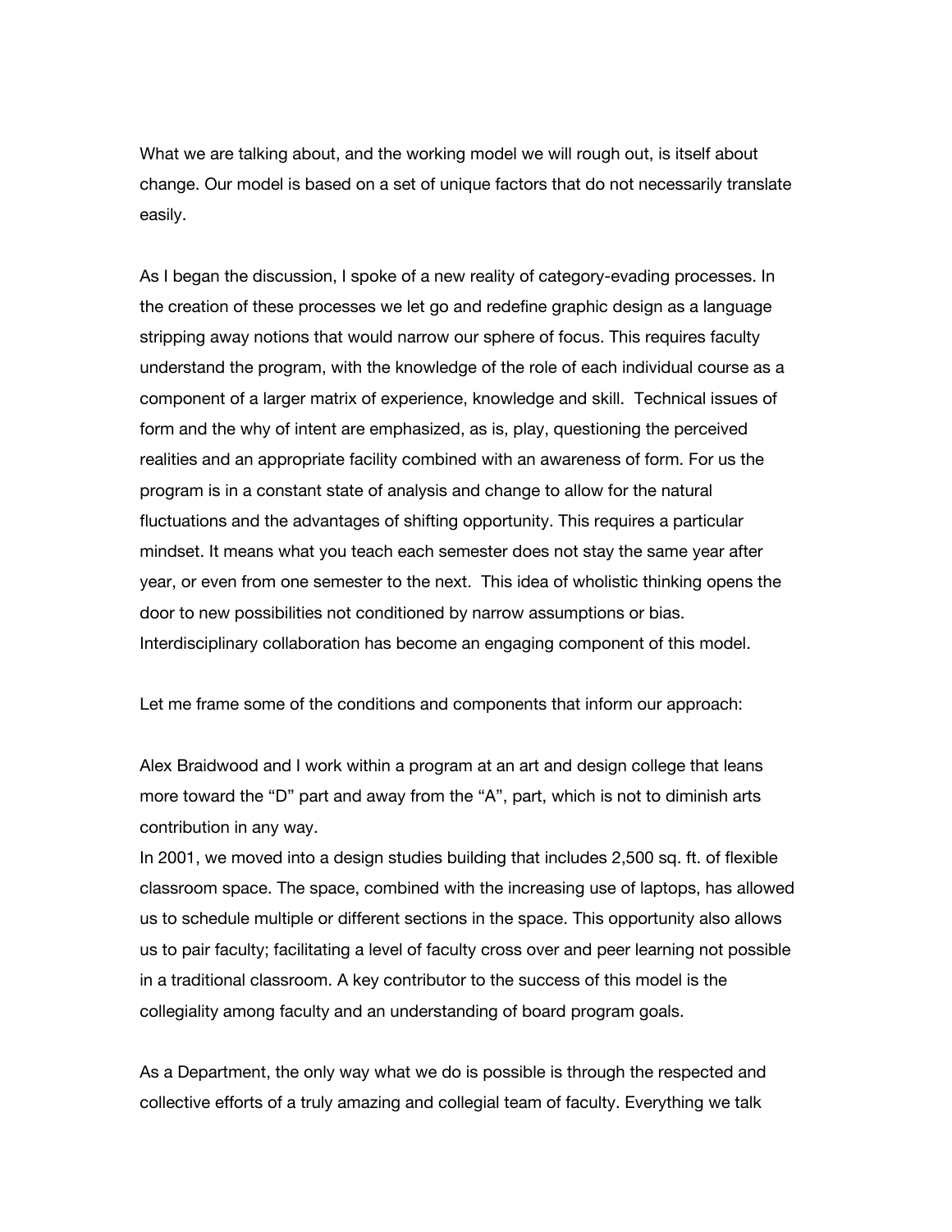What we are talking about, and the working model we will rough out, is itself about change. Our model is based on a set of unique factors that do not necessarily translate easily.

As I began the discussion, I spoke of a new reality of category-evading processes. In the creation of these processes we let go and redefine graphic design as a language stripping away notions that would narrow our sphere of focus. This requires faculty understand the program, with the knowledge of the role of each individual course as a component of a larger matrix of experience, knowledge and skill.  Technical issues of form and the why of intent are emphasized, as is, play, questioning the perceived realities and an appropriate facility combined with an awareness of form. For us the program is in a constant state of analysis and change to allow for the natural fluctuations and the advantages of shifting opportunity. This requires a particular mindset. It means what you teach each semester does not stay the same year after year, or even from one semester to the next.  This idea of wholistic thinking opens the door to new possibilities not conditioned by narrow assumptions or bias. Interdisciplinary collaboration has become an engaging component of this model.

Let me frame some of the conditions and components that inform our approach:

Alex Braidwood and I work within a program at an art and design college that leans more toward the "D" part and away from the "A", part, which is not to diminish arts contribution in any way.
In 2001, we moved into a design studies building that includes 2,500 sq. ft. of flexible classroom space. The space, combined with the increasing use of laptops, has allowed us to schedule multiple or different sections in the space. This opportunity also allows us to pair faculty; facilitating a level of faculty cross over and peer learning not possible in a traditional classroom. A key contributor to the success of this model is the collegiality among faculty and an understanding of board program goals.

As a Department, the only way what we do is possible is through the respected and collective efforts of a truly amazing and collegial team of faculty. Everything we talk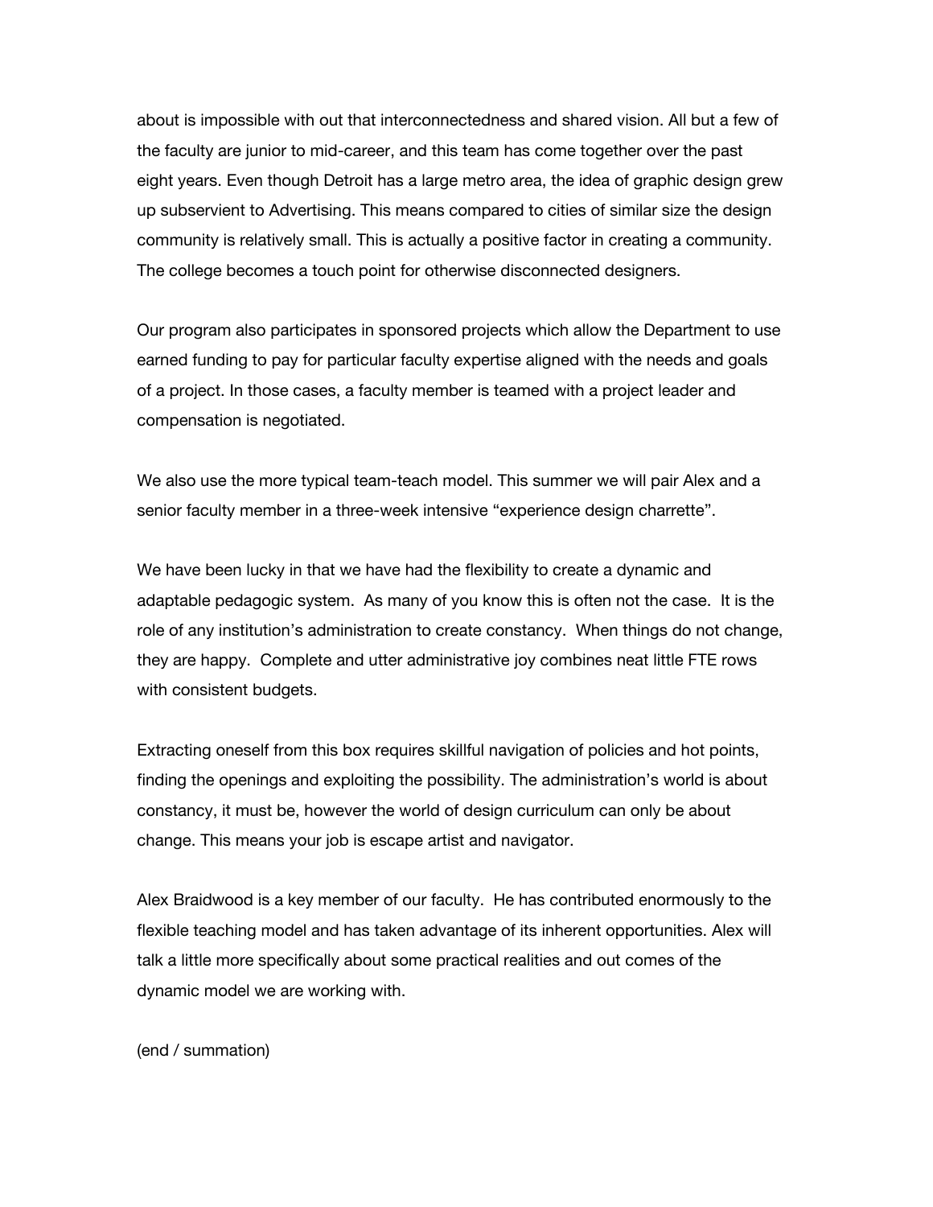about is impossible with out that interconnectedness and shared vision. All but a few of the faculty are junior to mid-career, and this team has come together over the past eight years. Even though Detroit has a large metro area, the idea of graphic design grew up subservient to Advertising. This means compared to cities of similar size the design community is relatively small. This is actually a positive factor in creating a community. The college becomes a touch point for otherwise disconnected designers.

Our program also participates in sponsored projects which allow the Department to use earned funding to pay for particular faculty expertise aligned with the needs and goals of a project. In those cases, a faculty member is teamed with a project leader and compensation is negotiated.

We also use the more typical team-teach model. This summer we will pair Alex and a senior faculty member in a three-week intensive "experience design charrette".

We have been lucky in that we have had the flexibility to create a dynamic and adaptable pedagogic system. As many of you know this is often not the case. It is the role of any institution's administration to create constancy. When things do not change, they are happy. Complete and utter administrative joy combines neat little FTE rows with consistent budgets.

Extracting oneself from this box requires skillful navigation of policies and hot points, finding the openings and exploiting the possibility. The administration's world is about constancy, it must be, however the world of design curriculum can only be about change. This means your job is escape artist and navigator.

Alex Braidwood is a key member of our faculty. He has contributed enormously to the flexible teaching model and has taken advantage of its inherent opportunities. Alex will talk a little more specifically about some practical realities and out comes of the dynamic model we are working with.

(end / summation)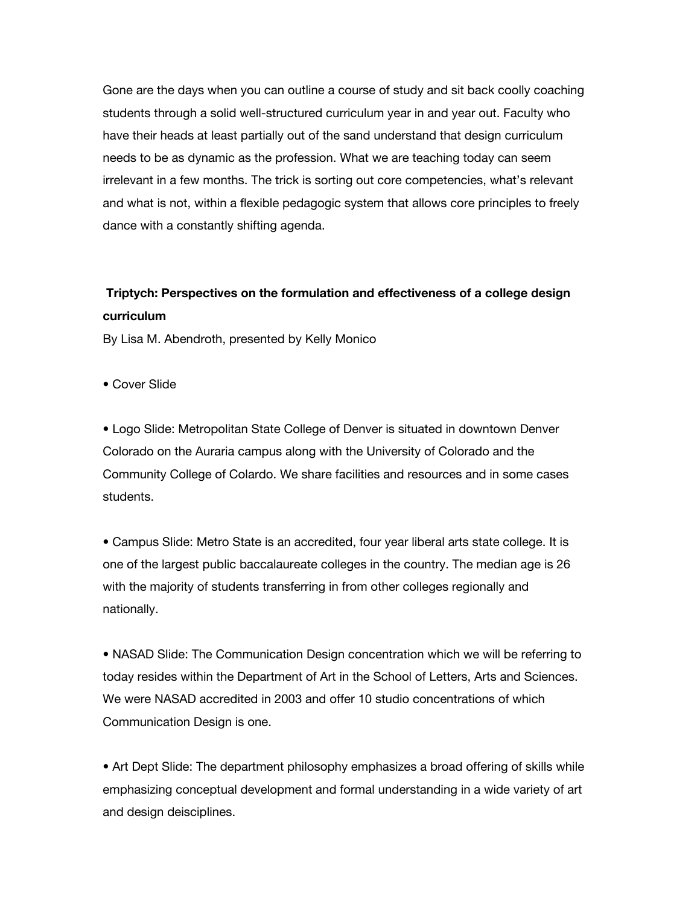Gone are the days when you can outline a course of study and sit back coolly coaching students through a solid well-structured curriculum year in and year out. Faculty who have their heads at least partially out of the sand understand that design curriculum needs to be as dynamic as the profession. What we are teaching today can seem irrelevant in a few months. The trick is sorting out core competencies, what's relevant and what is not, within a flexible pedagogic system that allows core principles to freely dance with a constantly shifting agenda.

**Triptych: Perspectives on the formulation and effectiveness of a college design curriculum**

By Lisa M. Abendroth, presented by Kelly Monico

- Cover Slide

- Logo Slide: Metropolitan State College of Denver is situated in downtown Denver Colorado on the Auraria campus along with the University of Colorado and the Community College of Colardo. We share facilities and resources and in some cases students.

- Campus Slide: Metro State is an accredited, four year liberal arts state college. It is one of the largest public baccalaureate colleges in the country. The median age is 26 with the majority of students transferring in from other colleges regionally and nationally.

- NASAD Slide: The Communication Design concentration which we will be referring to today resides within the Department of Art in the School of Letters, Arts and Sciences. We were NASAD accredited in 2003 and offer 10 studio concentrations of which Communication Design is one.

- Art Dept Slide: The department philosophy emphasizes a broad offering of skills while emphasizing conceptual development and formal understanding in a wide variety of art and design deisciplines.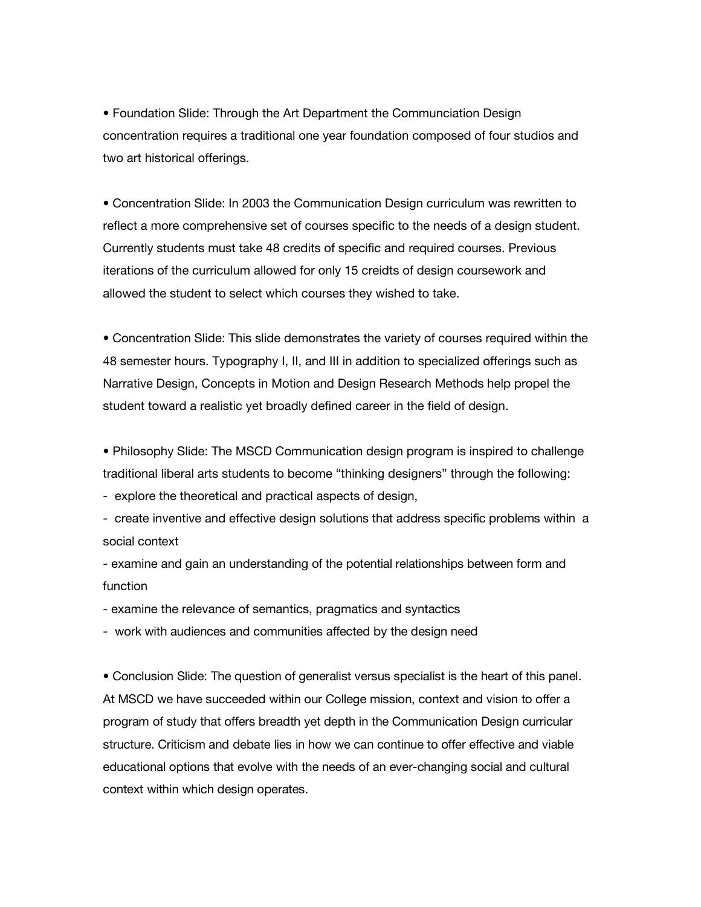• Foundation Slide: Through the Art Department the Communciation Design concentration requires a traditional one year foundation composed of four studios and two art historical offerings.

• Concentration Slide: In 2003 the Communication Design curriculum was rewritten to reflect a more comprehensive set of courses specific to the needs of a design student. Currently students must take 48 credits of specific and required courses. Previous iterations of the curriculum allowed for only 15 creidts of design coursework and allowed the student to select which courses they wished to take.

• Concentration Slide: This slide demonstrates the variety of courses required within the 48 semester hours. Typography I, II, and III in addition to specialized offerings such as Narrative Design, Concepts in Motion and Design Research Methods help propel the student toward a realistic yet broadly defined career in the field of design.

• Philosophy Slide: The MSCD Communication design program is inspired to challenge traditional liberal arts students to become "thinking designers" through the following:

- explore the theoretical and practical aspects of design,
- create inventive and effective design solutions that address specific problems within a social context
- examine and gain an understanding of the potential relationships between form and function
- examine the relevance of semantics, pragmatics and syntactics
- work with audiences and communities affected by the design need

• Conclusion Slide: The question of generalist versus specialist is the heart of this panel. At MSCD we have succeeded within our College mission, context and vision to offer a program of study that offers breadth yet depth in the Communication Design curricular structure. Criticism and debate lies in how we can continue to offer effective and viable educational options that evolve with the needs of an ever-changing social and cultural context within which design operates.